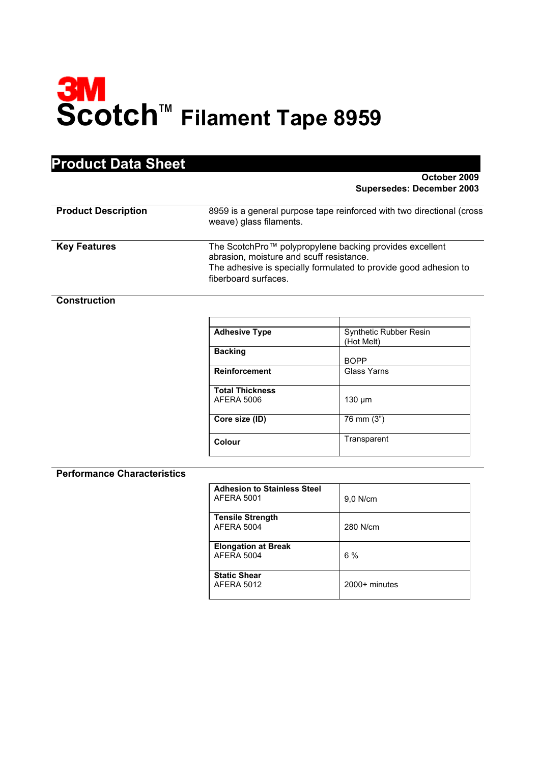# 3M

# Scotch™ Filament Tape 8959

## Product Data Sheet

**October 2009**
**Supersedes: December 2003**

**Product Description**

8959 is a general purpose tape reinforced with two directional (cross weave) glass filaments.

**Key Features**

The ScotchPro™ polypropylene backing provides excellent abrasion, moisture and scuff resistance.
The adhesive is specially formulated to provide good adhesion to fiberboard surfaces.

**Construction**

| | |
|---|---|
| **Adhesive Type** | Synthetic Rubber Resin (Hot Melt) |
| **Backing** | BOPP |
| **Reinforcement** | Glass Yarns |
| **Total Thickness** AFERA 5006 | 130 µm |
| **Core size (ID)** | 76 mm (3") |
| **Colour** | Transparent |

**Performance Characteristics**

| | |
|---|---|
| **Adhesion to Stainless Steel** AFERA 5001 | 9,0 N/cm |
| **Tensile Strength** AFERA 5004 | 280 N/cm |
| **Elongation at Break** AFERA 5004 | 6 % |
| **Static Shear** AFERA 5012 | 2000+ minutes |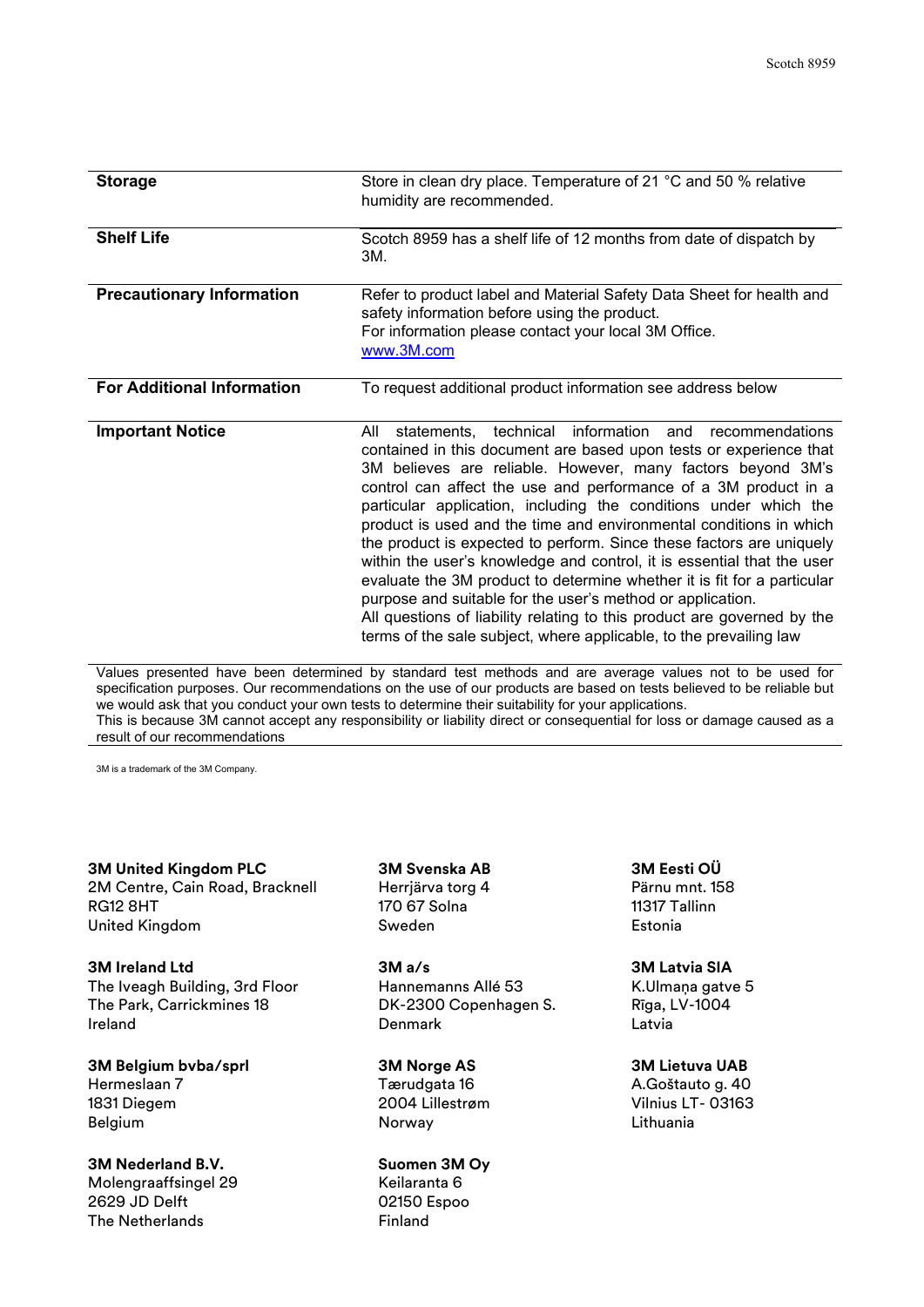| | |
|---|---|
| **Storage** | Store in clean dry place. Temperature of 21 °C and 50 % relative humidity are recommended. |
| **Shelf Life** | Scotch 8959 has a shelf life of 12 months from date of dispatch by 3M. |
| **Precautionary Information** | Refer to product label and Material Safety Data Sheet for health and safety information before using the product.<br>For information please contact your local 3M Office.<br>www.3M.com |
| **For Additional Information** | To request additional product information see address below |
| **Important Notice** | All statements, technical information and recommendations contained in this document are based upon tests or experience that 3M believes are reliable. However, many factors beyond 3M's control can affect the use and performance of a 3M product in a particular application, including the conditions under which the product is used and the time and environmental conditions in which the product is expected to perform. Since these factors are uniquely within the user's knowledge and control, it is essential that the user evaluate the 3M product to determine whether it is fit for a particular purpose and suitable for the user's method or application.<br>All questions of liability relating to this product are governed by the terms of the sale subject, where applicable, to the prevailing law |

Values presented have been determined by standard test methods and are average values not to be used for specification purposes. Our recommendations on the use of our products are based on tests believed to be reliable but we would ask that you conduct your own tests to determine their suitability for your applications.
This is because 3M cannot accept any responsibility or liability direct or consequential for loss or damage caused as a result of our recommendations

3M is a trademark of the 3M Company.

**3M United Kingdom PLC**
2M Centre, Cain Road, Bracknell
RG12 8HT
United Kingdom

**3M Ireland Ltd**
The Iveagh Building, 3rd Floor
The Park, Carrickmines 18
Ireland

**3M Belgium bvba/sprl**
Hermeslaan 7
1831 Diegem
Belgium

**3M Nederland B.V.**
Molengraaffsingel 29
2629 JD Delft
The Netherlands

**3M Svenska AB**
Herrjärva torg 4
170 67 Solna
Sweden

**3M a/s**
Hannemanns Allé 53
DK-2300 Copenhagen S.
Denmark

**3M Norge AS**
Tærudgata 16
2004 Lillestrøm
Norway

**Suomen 3M Oy**
Keilaranta 6
02150 Espoo
Finland

**3M Eesti OÜ**
Pärnu mnt. 158
11317 Tallinn
Estonia

**3M Latvia SIA**
K.Ulmaņa gatve 5
Rīga, LV-1004
Latvia

**3M Lietuva UAB**
A.Goštauto g. 40
Vilnius LT- 03163
Lithuania